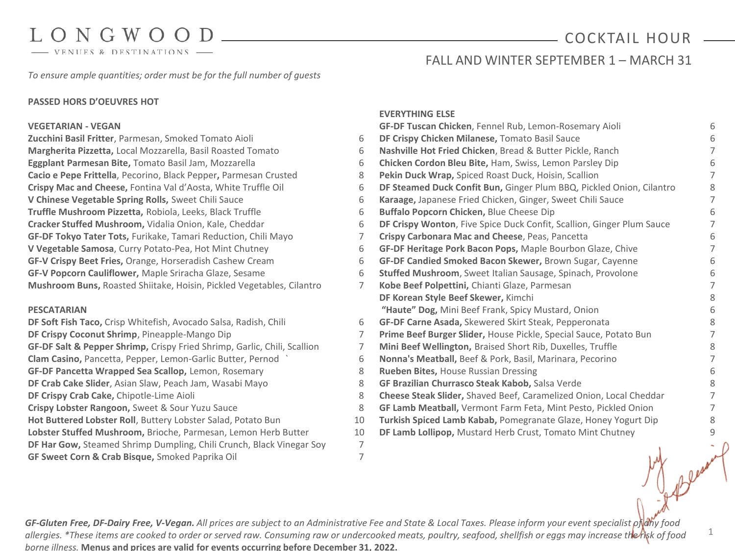# LONGWOOD

VENUES & DESTINATIONS

## COCKTAIL HOUR

FALL AND WINTER SEPTEMBER 1 – MARCH 31

*To ensure ample quantities; order must be for the full number of guests*

### PASSED HORS D'OEUVRES HOT

#### VEGETARIAN - VEGAN

| Item | Price |
|---|---|
| **Zucchini Basil Fritter**, Parmesan, Smoked Tomato Aioli | 6 |
| **Margherita Pizzetta,** Local Mozzarella, Basil Roasted Tomato | 6 |
| **Eggplant Parmesan Bite,** Tomato Basil Jam, Mozzarella | 6 |
| **Cacio e Pepe Frittella**, Pecorino, Black Pepper**,** Parmesan Crusted | 8 |
| **Crispy Mac and Cheese,** Fontina Val d'Aosta, White Truffle Oil | 6 |
| **V Chinese Vegetable Spring Rolls,** Sweet Chili Sauce | 6 |
| **Truffle Mushroom Pizzetta,** Robiola, Leeks, Black Truffle | 6 |
| **Cracker Stuffed Mushroom,** Vidalia Onion, Kale, Cheddar | 6 |
| **GF-DF Tokyo Tater Tots,** Furikake, Tamari Reduction, Chili Mayo | 7 |
| **V Vegetable Samosa**, Curry Potato-Pea, Hot Mint Chutney | 6 |
| **GF-V Crispy Beet Fries,** Orange, Horseradish Cashew Cream | 6 |
| **GF-V Popcorn Cauliflower,** Maple Sriracha Glaze, Sesame | 6 |
| **Mushroom Buns,** Roasted Shiitake, Hoisin, Pickled Vegetables, Cilantro | 7 |

#### PESCATARIAN

| Item | Price |
|---|---|
| **DF Soft Fish Taco,** Crisp Whitefish, Avocado Salsa, Radish, Chili | 6 |
| **DF Crispy Coconut Shrimp**, Pineapple-Mango Dip | 7 |
| **GF-DF Salt & Pepper Shrimp,** Crispy Fried Shrimp, Garlic, Chili, Scallion | 7 |
| **Clam Casino,** Pancetta, Pepper, Lemon-Garlic Butter, Pernod ` | 6 |
| **GF-DF Pancetta Wrapped Sea Scallop,** Lemon, Rosemary | 8 |
| **DF Crab Cake Slider**, Asian Slaw, Peach Jam, Wasabi Mayo | 8 |
| **DF Crispy Crab Cake,** Chipotle-Lime Aioli | 8 |
| **Crispy Lobster Rangoon,** Sweet & Sour Yuzu Sauce | 8 |
| **Hot Buttered Lobster Roll**, Buttery Lobster Salad, Potato Bun | 10 |
| **Lobster Stuffed Mushroom,** Brioche, Parmesan, Lemon Herb Butter | 10 |
| **DF Har Gow,** Steamed Shrimp Dumpling, Chili Crunch, Black Vinegar Soy | 7 |
| **GF Sweet Corn & Crab Bisque,** Smoked Paprika Oil | 7 |

#### EVERYTHING ELSE

| Item | Price |
|---|---|
| **GF-DF Tuscan Chicken**, Fennel Rub, Lemon-Rosemary Aioli | 6 |
| **DF Crispy Chicken Milanese,** Tomato Basil Sauce | 6 |
| **Nashville Hot Fried Chicken**, Bread & Butter Pickle, Ranch | 7 |
| **Chicken Cordon Bleu Bite,** Ham, Swiss, Lemon Parsley Dip | 6 |
| **Pekin Duck Wrap,** Spiced Roast Duck, Hoisin, Scallion | 7 |
| **DF Steamed Duck Confit Bun,** Ginger Plum BBQ, Pickled Onion, Cilantro | 8 |
| **Karaage,** Japanese Fried Chicken, Ginger, Sweet Chili Sauce | 7 |
| **Buffalo Popcorn Chicken,** Blue Cheese Dip | 6 |
| **DF Crispy Wonton**, Five Spice Duck Confit, Scallion, Ginger Plum Sauce | 7 |
| **Crispy Carbonara Mac and Cheese**, Peas, Pancetta | 6 |
| **GF-DF Heritage Pork Bacon Pops,** Maple Bourbon Glaze, Chive | 7 |
| **GF-DF Candied Smoked Bacon Skewer,** Brown Sugar, Cayenne | 6 |
| **Stuffed Mushroom**, Sweet Italian Sausage, Spinach, Provolone | 6 |
| **Kobe Beef Polpettini,** Chianti Glaze, Parmesan | 7 |
| **DF Korean Style Beef Skewer,** Kimchi | 8 |
| **"Haute" Dog,** Mini Beef Frank, Spicy Mustard, Onion | 6 |
| **GF-DF Carne Asada,** Skewered Skirt Steak, Pepperonata | 8 |
| **Prime Beef Burger Slider,** House Pickle, Special Sauce, Potato Bun | 7 |
| **Mini Beef Wellington,** Braised Short Rib, Duxelles, Truffle | 8 |
| **Nonna's Meatball,** Beef & Pork, Basil, Marinara, Pecorino | 7 |
| **Rueben Bites,** House Russian Dressing | 6 |
| **GF Brazilian Churrasco Steak Kabob,** Salsa Verde | 8 |
| **Cheese Steak Slider,** Shaved Beef, Caramelized Onion, Local Cheddar | 7 |
| **GF Lamb Meatball,** Vermont Farm Feta, Mint Pesto, Pickled Onion | 7 |
| **Turkish Spiced Lamb Kabab,** Pomegranate Glaze, Honey Yogurt Dip | 8 |
| **DF Lamb Lollipop,** Mustard Herb Crust, Tomato Mint Chutney | 9 |

***GF-Gluten Free, DF-Dairy Free, V-Vegan.*** *All prices are subject to an Administrative Fee and State & Local Taxes. Please inform your event specialist of any food allergies. \*These items are cooked to order or served raw. Consuming raw or undercooked meats, poultry, seafood, shellfish or eggs may increase the risk of food borne illness.* **Menus and prices are valid for events occurring before December 31, 2022.**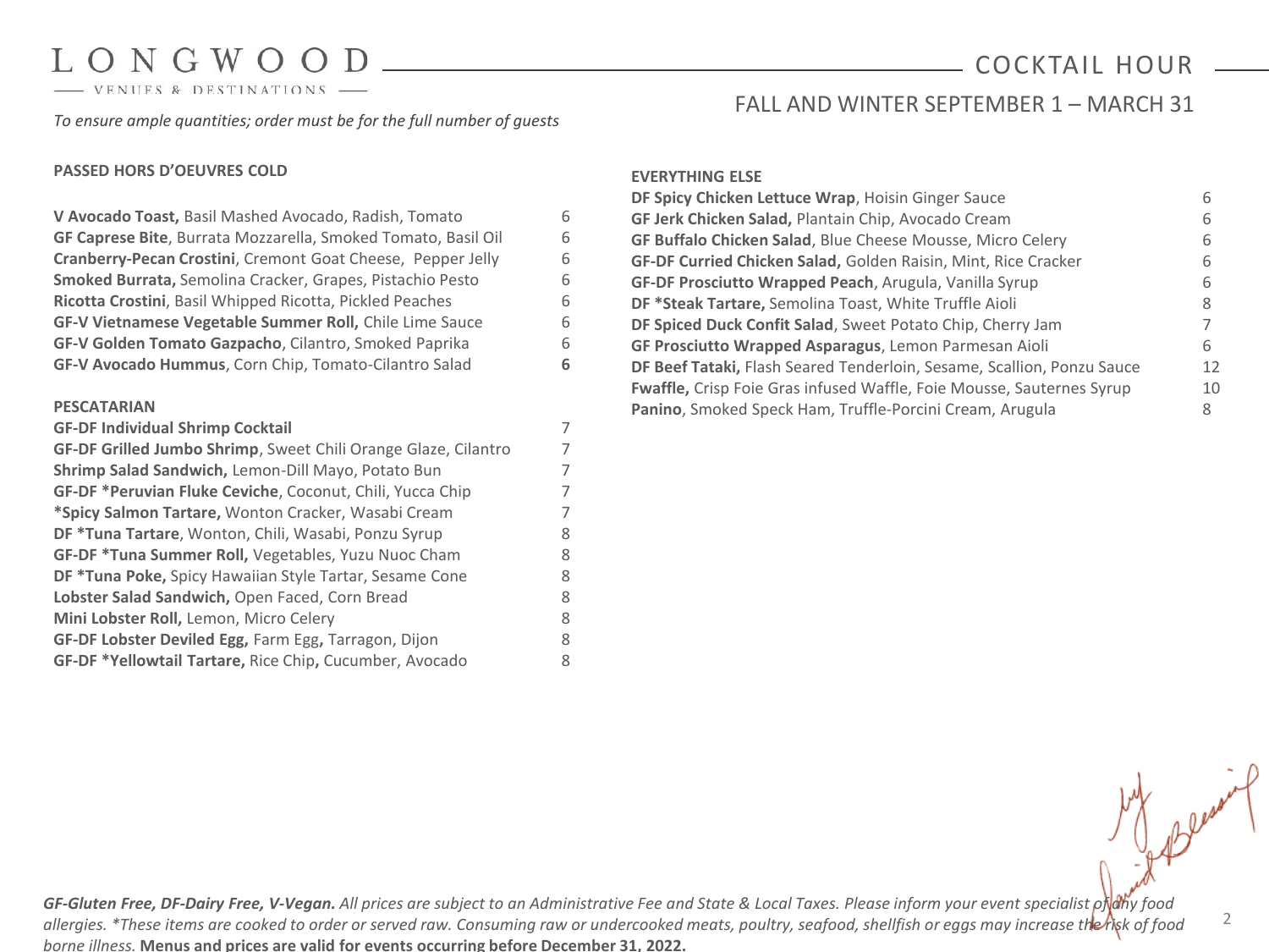# LONGWOOD

VENUES & DESTINATIONS

## COCKTAIL HOUR

### FALL AND WINTER SEPTEMBER 1 – MARCH 31

*To ensure ample quantities; order must be for the full number of guests*

**PASSED HORS D'OEUVRES COLD**

| Item | Price |
| --- | --- |
| **V Avocado Toast,** Basil Mashed Avocado, Radish, Tomato | 6 |
| **GF Caprese Bite**, Burrata Mozzarella, Smoked Tomato, Basil Oil | 6 |
| **Cranberry-Pecan Crostini**, Cremont Goat Cheese, Pepper Jelly | 6 |
| **Smoked Burrata,** Semolina Cracker, Grapes, Pistachio Pesto | 6 |
| **Ricotta Crostini**, Basil Whipped Ricotta, Pickled Peaches | 6 |
| **GF-V Vietnamese Vegetable Summer Roll,** Chile Lime Sauce | 6 |
| **GF-V Golden Tomato Gazpacho**, Cilantro, Smoked Paprika | 6 |
| **GF-V Avocado Hummus**, Corn Chip, Tomato-Cilantro Salad | **6** |

**PESCATARIAN**

| Item | Price |
| --- | --- |
| **GF-DF Individual Shrimp Cocktail** | 7 |
| **GF-DF Grilled Jumbo Shrimp**, Sweet Chili Orange Glaze, Cilantro | 7 |
| **Shrimp Salad Sandwich,** Lemon-Dill Mayo, Potato Bun | 7 |
| **GF-DF *Peruvian Fluke Ceviche**, Coconut, Chili, Yucca Chip | 7 |
| ***Spicy Salmon Tartare,** Wonton Cracker, Wasabi Cream | 7 |
| **DF *Tuna Tartare**, Wonton, Chili, Wasabi, Ponzu Syrup | 8 |
| **GF-DF *Tuna Summer Roll,** Vegetables, Yuzu Nuoc Cham | 8 |
| **DF *Tuna Poke,** Spicy Hawaiian Style Tartar, Sesame Cone | 8 |
| **Lobster Salad Sandwich,** Open Faced, Corn Bread | 8 |
| **Mini Lobster Roll,** Lemon, Micro Celery | 8 |
| **GF-DF Lobster Deviled Egg,** Farm Egg**,** Tarragon, Dijon | 8 |
| **GF-DF *Yellowtail Tartare,** Rice Chip**,** Cucumber, Avocado | 8 |

**EVERYTHING ELSE**

| Item | Price |
| --- | --- |
| **DF Spicy Chicken Lettuce Wrap**, Hoisin Ginger Sauce | 6 |
| **GF Jerk Chicken Salad,** Plantain Chip, Avocado Cream | 6 |
| **GF Buffalo Chicken Salad**, Blue Cheese Mousse, Micro Celery | 6 |
| **GF-DF Curried Chicken Salad,** Golden Raisin, Mint, Rice Cracker | 6 |
| **GF-DF Prosciutto Wrapped Peach**, Arugula, Vanilla Syrup | 6 |
| **DF *Steak Tartare,** Semolina Toast, White Truffle Aioli | 8 |
| **DF Spiced Duck Confit Salad**, Sweet Potato Chip, Cherry Jam | 7 |
| **GF Prosciutto Wrapped Asparagus**, Lemon Parmesan Aioli | 6 |
| **DF Beef Tataki,** Flash Seared Tenderloin, Sesame, Scallion, Ponzu Sauce | 12 |
| **Fwaffle,** Crisp Foie Gras infused Waffle, Foie Mousse, Sauternes Syrup | 10 |
| **Panino**, Smoked Speck Ham, Truffle-Porcini Cream, Arugula | 8 |

***GF-Gluten Free, DF-Dairy Free, V-Vegan.*** *All prices are subject to an Administrative Fee and State & Local Taxes. Please inform your event specialist of any food allergies. *These items are cooked to order or served raw. Consuming raw or undercooked meats, poultry, seafood, shellfish or eggs may increase the risk of food borne illness.* **Menus and prices are valid for events occurring before December 31, 2022.**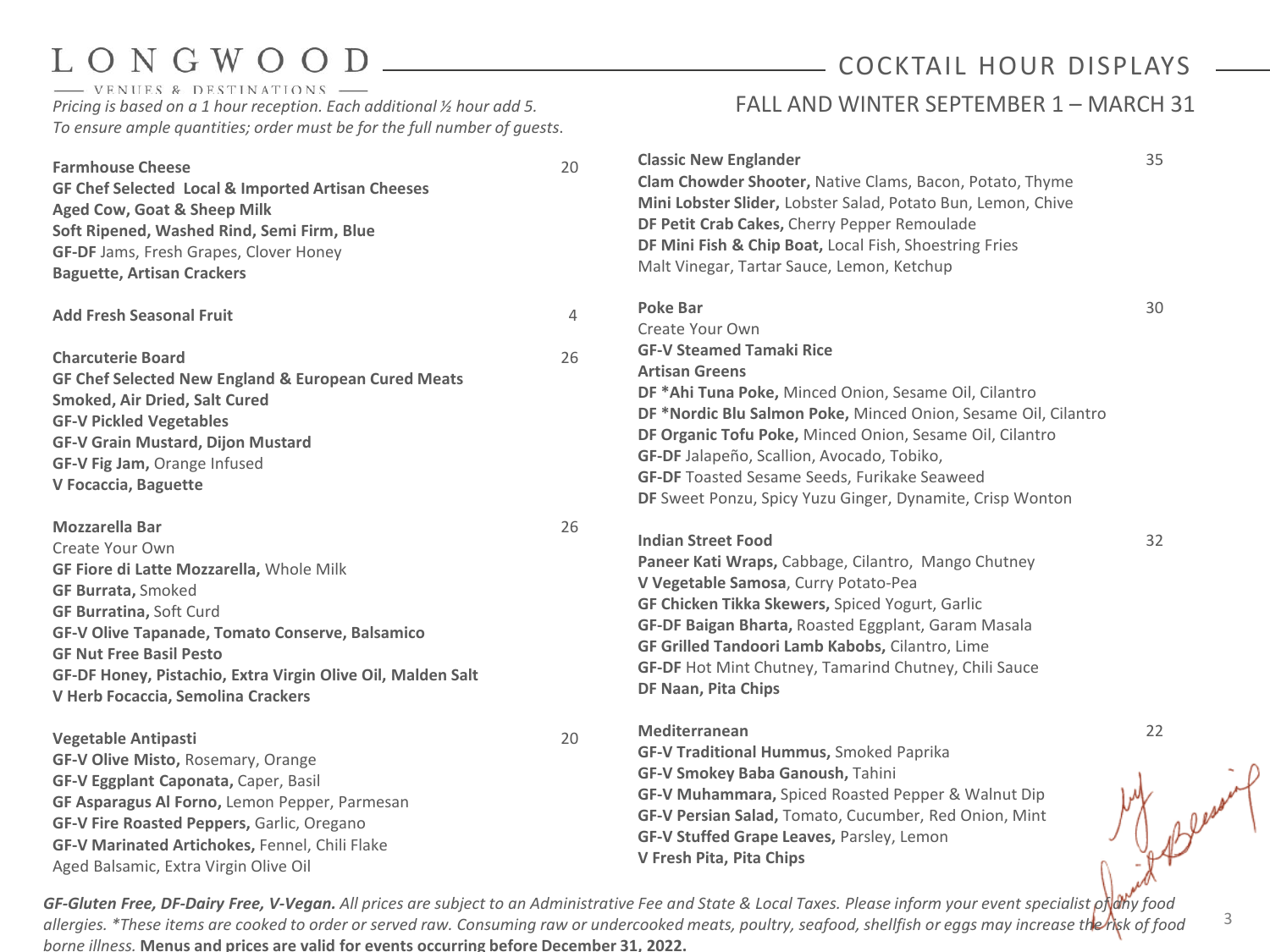# LONGWOOD

VENUES & DESTINATIONS

## COCKTAIL HOUR DISPLAYS

### FALL AND WINTER SEPTEMBER 1 – MARCH 31

*Pricing is based on a 1 hour reception. Each additional ½ hour add 5.*
*To ensure ample quantities; order must be for the full number of guests.*

**Farmhouse Cheese** — 20
**GF Chef Selected Local & Imported Artisan Cheeses**
**Aged Cow, Goat & Sheep Milk**
**Soft Ripened, Washed Rind, Semi Firm, Blue**
**GF-DF** Jams, Fresh Grapes, Clover Honey
**Baguette, Artisan Crackers**

**Add Fresh Seasonal Fruit** — 4

**Charcuterie Board** — 26
**GF Chef Selected New England & European Cured Meats**
**Smoked, Air Dried, Salt Cured**
**GF-V Pickled Vegetables**
**GF-V Grain Mustard, Dijon Mustard**
**GF-V Fig Jam,** Orange Infused
**V Focaccia, Baguette**

**Mozzarella Bar** — 26
Create Your Own
**GF Fiore di Latte Mozzarella,** Whole Milk
**GF Burrata,** Smoked
**GF Burratina,** Soft Curd
**GF-V Olive Tapanade, Tomato Conserve, Balsamico**
**GF Nut Free Basil Pesto**
**GF-DF Honey, Pistachio, Extra Virgin Olive Oil, Malden Salt**
**V Herb Focaccia, Semolina Crackers**

**Vegetable Antipasti** — 20
**GF-V Olive Misto,** Rosemary, Orange
**GF-V Eggplant Caponata,** Caper, Basil
**GF Asparagus Al Forno,** Lemon Pepper, Parmesan
**GF-V Fire Roasted Peppers,** Garlic, Oregano
**GF-V Marinated Artichokes,** Fennel, Chili Flake
Aged Balsamic, Extra Virgin Olive Oil

**Classic New Englander** — 35
**Clam Chowder Shooter,** Native Clams, Bacon, Potato, Thyme
**Mini Lobster Slider,** Lobster Salad, Potato Bun, Lemon, Chive
**DF Petit Crab Cakes,** Cherry Pepper Remoulade
**DF Mini Fish & Chip Boat,** Local Fish, Shoestring Fries
Malt Vinegar, Tartar Sauce, Lemon, Ketchup

**Poke Bar** — 30
Create Your Own
**GF-V Steamed Tamaki Rice**
**Artisan Greens**
**DF *Ahi Tuna Poke,** Minced Onion, Sesame Oil, Cilantro
**DF *Nordic Blu Salmon Poke,** Minced Onion, Sesame Oil, Cilantro
**DF Organic Tofu Poke,** Minced Onion, Sesame Oil, Cilantro
**GF-DF** Jalapeño, Scallion, Avocado, Tobiko,
**GF-DF** Toasted Sesame Seeds, Furikake Seaweed
**DF** Sweet Ponzu, Spicy Yuzu Ginger, Dynamite, Crisp Wonton

**Indian Street Food** — 32
**Paneer Kati Wraps,** Cabbage, Cilantro, Mango Chutney
**V Vegetable Samosa**, Curry Potato-Pea
**GF Chicken Tikka Skewers,** Spiced Yogurt, Garlic
**GF-DF Baigan Bharta,** Roasted Eggplant, Garam Masala
**GF Grilled Tandoori Lamb Kabobs,** Cilantro, Lime
**GF-DF** Hot Mint Chutney, Tamarind Chutney, Chili Sauce
**DF Naan, Pita Chips**

**Mediterranean** — 22
**GF-V Traditional Hummus,** Smoked Paprika
**GF-V Smokey Baba Ganoush,** Tahini
**GF-V Muhammara,** Spiced Roasted Pepper & Walnut Dip
**GF-V Persian Salad,** Tomato, Cucumber, Red Onion, Mint
**GF-V Stuffed Grape Leaves,** Parsley, Lemon
**V Fresh Pita, Pita Chips**

***GF-Gluten Free, DF-Dairy Free, V-Vegan.*** *All prices are subject to an Administrative Fee and State & Local Taxes. Please inform your event specialist of any food allergies. *These items are cooked to order or served raw. Consuming raw or undercooked meats, poultry, seafood, shellfish or eggs may increase the risk of food borne illness.* **Menus and prices are valid for events occurring before December 31, 2022.**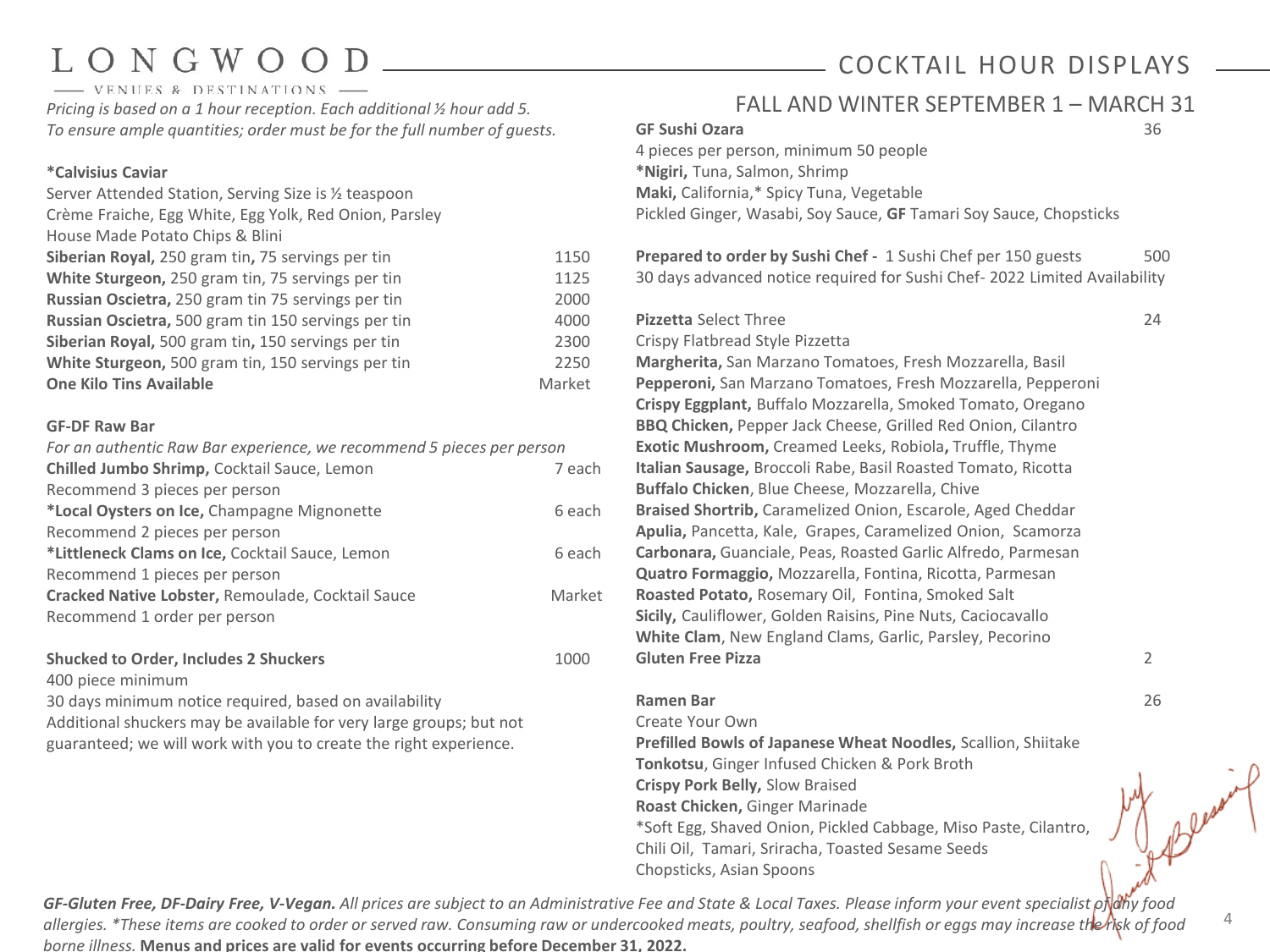# LONGWOOD

VENUES & DESTINATIONS

## COCKTAIL HOUR DISPLAYS

*Pricing is based on a 1 hour reception. Each additional ½ hour add 5.*
*To ensure ample quantities; order must be for the full number of guests.*

### *Calvisius Caviar

Server Attended Station, Serving Size is ½ teaspoon
Crème Fraiche, Egg White, Egg Yolk, Red Onion, Parsley
House Made Potato Chips & Blini

| Item | Price |
|---|---|
| **Siberian Royal,** 250 gram tin**,** 75 servings per tin | 1150 |
| **White Sturgeon,** 250 gram tin, 75 servings per tin | 1125 |
| **Russian Oscietra,** 250 gram tin 75 servings per tin | 2000 |
| **Russian Oscietra,** 500 gram tin 150 servings per tin | 4000 |
| **Siberian Royal,** 500 gram tin**,** 150 servings per tin | 2300 |
| **White Sturgeon,** 500 gram tin, 150 servings per tin | 2250 |
| **One Kilo Tins Available** | Market |

### GF-DF Raw Bar

*For an authentic Raw Bar experience, we recommend 5 pieces per person*

| Item | Price |
|---|---|
| **Chilled Jumbo Shrimp,** Cocktail Sauce, Lemon<br>Recommend 3 pieces per person | 7 each |
| ***Local Oysters on Ice,** Champagne Mignonette<br>Recommend 2 pieces per person | 6 each |
| ***Littleneck Clams on Ice,** Cocktail Sauce, Lemon<br>Recommend 1 pieces per person | 6 each |
| **Cracked Native Lobster,** Remoulade, Cocktail Sauce<br>Recommend 1 order per person | Market |

**Shucked to Order, Includes 2 Shuckers** — 1000
400 piece minimum
30 days minimum notice required, based on availability
Additional shuckers may be available for very large groups; but not guaranteed; we will work with you to create the right experience.

## FALL AND WINTER SEPTEMBER 1 – MARCH 31

### GF Sushi Ozara — 36

4 pieces per person, minimum 50 people
***Nigiri,** Tuna, Salmon, Shrimp
**Maki,** California,* Spicy Tuna, Vegetable
Pickled Ginger, Wasabi, Soy Sauce, **GF** Tamari Soy Sauce, Chopsticks

**Prepared to order by Sushi Chef -** 1 Sushi Chef per 150 guests — 500
30 days advanced notice required for Sushi Chef- 2022 Limited Availability

### Pizzetta Select Three — 24

Crispy Flatbread Style Pizzetta
**Margherita,** San Marzano Tomatoes, Fresh Mozzarella, Basil
**Pepperoni,** San Marzano Tomatoes, Fresh Mozzarella, Pepperoni
**Crispy Eggplant,** Buffalo Mozzarella, Smoked Tomato, Oregano
**BBQ Chicken,** Pepper Jack Cheese, Grilled Red Onion, Cilantro
**Exotic Mushroom,** Creamed Leeks, Robiola**,** Truffle, Thyme
**Italian Sausage,** Broccoli Rabe, Basil Roasted Tomato, Ricotta
**Buffalo Chicken**, Blue Cheese, Mozzarella, Chive
**Braised Shortrib,** Caramelized Onion, Escarole, Aged Cheddar
**Apulia,** Pancetta, Kale, Grapes, Caramelized Onion, Scamorza
**Carbonara,** Guanciale, Peas, Roasted Garlic Alfredo, Parmesan
**Quatro Formaggio,** Mozzarella, Fontina, Ricotta, Parmesan
**Roasted Potato,** Rosemary Oil, Fontina, Smoked Salt
**Sicily,** Cauliflower, Golden Raisins, Pine Nuts, Caciocavallo
**White Clam**, New England Clams, Garlic, Parsley, Pecorino
**Gluten Free Pizza** — 2

### Ramen Bar — 26

Create Your Own
**Prefilled Bowls of Japanese Wheat Noodles,** Scallion, Shiitake
**Tonkotsu**, Ginger Infused Chicken & Pork Broth
**Crispy Pork Belly,** Slow Braised
**Roast Chicken,** Ginger Marinade
*Soft Egg, Shaved Onion, Pickled Cabbage, Miso Paste, Cilantro, Chili Oil, Tamari, Sriracha, Toasted Sesame Seeds
Chopsticks, Asian Spoons

***GF-Gluten Free, DF-Dairy Free, V-Vegan.** All prices are subject to an Administrative Fee and State & Local Taxes. Please inform your event specialist of any food allergies. *These items are cooked to order or served raw. Consuming raw or undercooked meats, poultry, seafood, shellfish or eggs may increase the risk of food borne illness.* **Menus and prices are valid for events occurring before December 31, 2022.**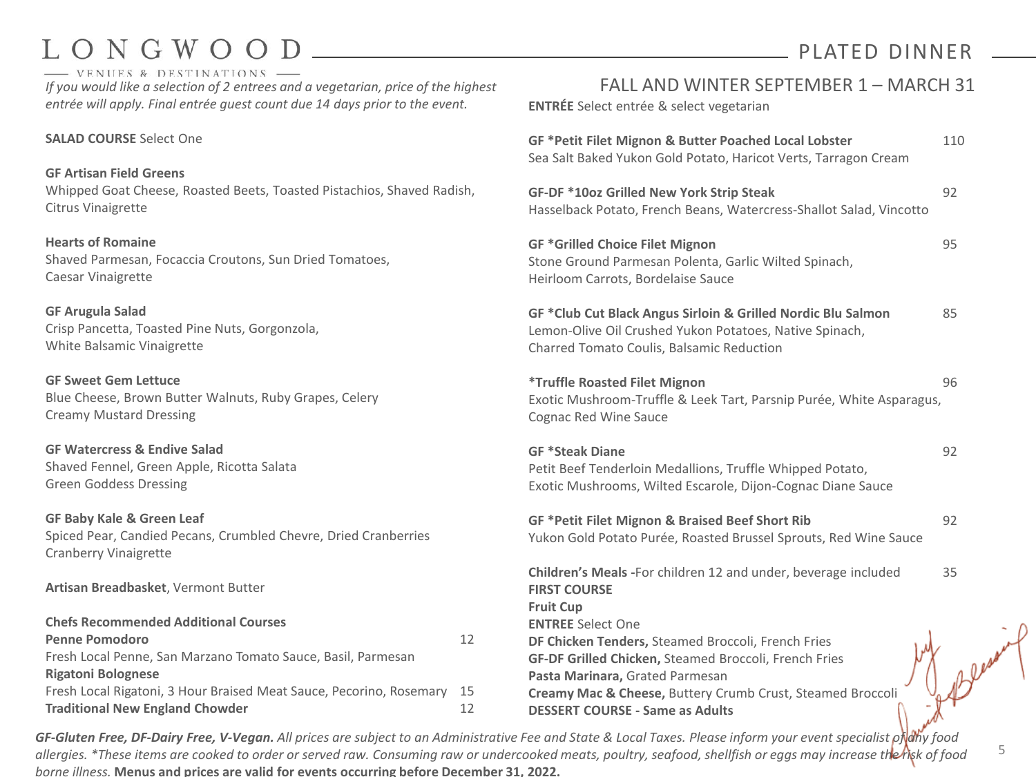# LONGWOOD

VENUES & DESTINATIONS

## PLATED DINNER

*If you would like a selection of 2 entrees and a vegetarian, price of the highest entrée will apply. Final entrée guest count due 14 days prior to the event.*

**SALAD COURSE** Select One

**GF Artisan Field Greens**
Whipped Goat Cheese, Roasted Beets, Toasted Pistachios, Shaved Radish, Citrus Vinaigrette

**Hearts of Romaine**
Shaved Parmesan, Focaccia Croutons, Sun Dried Tomatoes, Caesar Vinaigrette

**GF Arugula Salad**
Crisp Pancetta, Toasted Pine Nuts, Gorgonzola, White Balsamic Vinaigrette

**GF Sweet Gem Lettuce**
Blue Cheese, Brown Butter Walnuts, Ruby Grapes, Celery
Creamy Mustard Dressing

**GF Watercress & Endive Salad**
Shaved Fennel, Green Apple, Ricotta Salata
Green Goddess Dressing

**GF Baby Kale & Green Leaf**
Spiced Pear, Candied Pecans, Crumbled Chevre, Dried Cranberries
Cranberry Vinaigrette

**Artisan Breadbasket**, Vermont Butter

**Chefs Recommended Additional Courses**

**Penne Pomodoro** 12
Fresh Local Penne, San Marzano Tomato Sauce, Basil, Parmesan

**Rigatoni Bolognese**
Fresh Local Rigatoni, 3 Hour Braised Meat Sauce, Pecorino, Rosemary 15

**Traditional New England Chowder** 12

### FALL AND WINTER SEPTEMBER 1 – MARCH 31

**ENTRÉE** Select entrée & select vegetarian

**GF *Petit Filet Mignon & Butter Poached Local Lobster** 110
Sea Salt Baked Yukon Gold Potato, Haricot Verts, Tarragon Cream

**GF-DF *10oz Grilled New York Strip Steak** 92
Hasselback Potato, French Beans, Watercress-Shallot Salad, Vincotto

**GF *Grilled Choice Filet Mignon** 95
Stone Ground Parmesan Polenta, Garlic Wilted Spinach, Heirloom Carrots, Bordelaise Sauce

**GF *Club Cut Black Angus Sirloin & Grilled Nordic Blu Salmon** 85
Lemon-Olive Oil Crushed Yukon Potatoes, Native Spinach, Charred Tomato Coulis, Balsamic Reduction

***Truffle Roasted Filet Mignon** 96
Exotic Mushroom-Truffle & Leek Tart, Parsnip Purée, White Asparagus, Cognac Red Wine Sauce

**GF *Steak Diane** 92
Petit Beef Tenderloin Medallions, Truffle Whipped Potato, Exotic Mushrooms, Wilted Escarole, Dijon-Cognac Diane Sauce

**GF *Petit Filet Mignon & Braised Beef Short Rib** 92
Yukon Gold Potato Purée, Roasted Brussel Sprouts, Red Wine Sauce

**Children's Meals -**For children 12 and under, beverage included 35

**FIRST COURSE**

**Fruit Cup**

**ENTREE** Select One

**DF Chicken Tenders,** Steamed Broccoli, French Fries

**GF-DF Grilled Chicken,** Steamed Broccoli, French Fries

**Pasta Marinara,** Grated Parmesan

**Creamy Mac & Cheese,** Buttery Crumb Crust, Steamed Broccoli

**DESSERT COURSE - Same as Adults**

***GF-Gluten Free, DF-Dairy Free, V-Vegan.*** *All prices are subject to an Administrative Fee and State & Local Taxes. Please inform your event specialist of any food allergies. *These items are cooked to order or served raw. Consuming raw or undercooked meats, poultry, seafood, shellfish or eggs may increase the risk of food borne illness.* **Menus and prices are valid for events occurring before December 31, 2022.**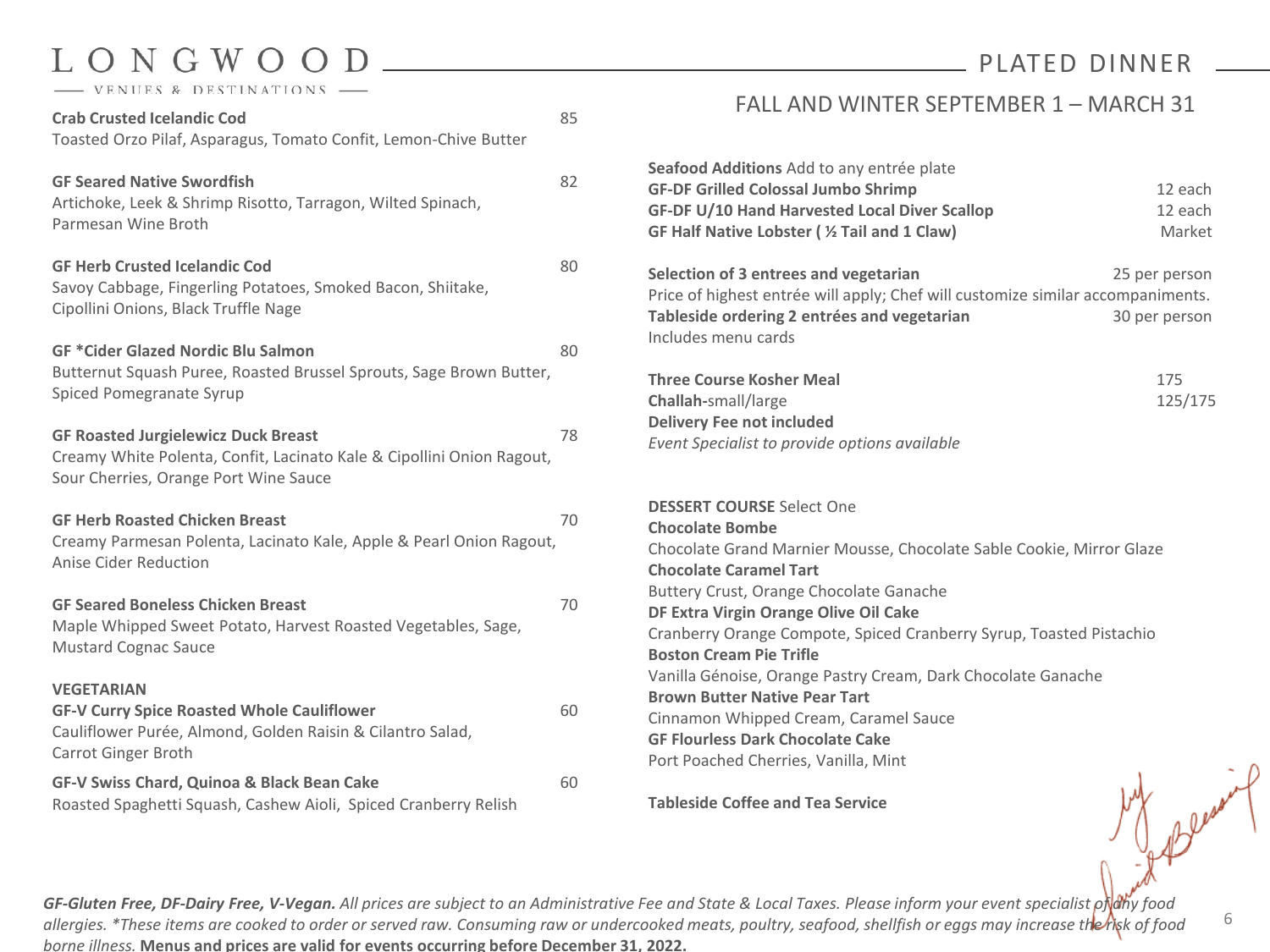# LONGWOOD

VENUES & DESTINATIONS

## PLATED DINNER

### FALL AND WINTER SEPTEMBER 1 – MARCH 31

**Crab Crusted Icelandic Cod** 85
Toasted Orzo Pilaf, Asparagus, Tomato Confit, Lemon-Chive Butter

**GF Seared Native Swordfish** 82
Artichoke, Leek & Shrimp Risotto, Tarragon, Wilted Spinach, Parmesan Wine Broth

**GF Herb Crusted Icelandic Cod** 80
Savoy Cabbage, Fingerling Potatoes, Smoked Bacon, Shiitake, Cipollini Onions, Black Truffle Nage

**GF *Cider Glazed Nordic Blu Salmon** 80
Butternut Squash Puree, Roasted Brussel Sprouts, Sage Brown Butter, Spiced Pomegranate Syrup

**GF Roasted Jurgielewicz Duck Breast** 78
Creamy White Polenta, Confit, Lacinato Kale & Cipollini Onion Ragout, Sour Cherries, Orange Port Wine Sauce

**GF Herb Roasted Chicken Breast** 70
Creamy Parmesan Polenta, Lacinato Kale, Apple & Pearl Onion Ragout, Anise Cider Reduction

**GF Seared Boneless Chicken Breast** 70
Maple Whipped Sweet Potato, Harvest Roasted Vegetables, Sage, Mustard Cognac Sauce

**VEGETARIAN**

**GF-V Curry Spice Roasted Whole Cauliflower** 60
Cauliflower Purée, Almond, Golden Raisin & Cilantro Salad, Carrot Ginger Broth

**GF-V Swiss Chard, Quinoa & Black Bean Cake** 60
Roasted Spaghetti Squash, Cashew Aioli, Spiced Cranberry Relish

**Seafood Additions** Add to any entrée plate

| | |
|---|---|
| **GF-DF Grilled Colossal Jumbo Shrimp** | 12 each |
| **GF-DF U/10 Hand Harvested Local Diver Scallop** | 12 each |
| **GF Half Native Lobster ( ½ Tail and 1 Claw)** | Market |

**Selection of 3 entrees and vegetarian** 25 per person
Price of highest entrée will apply; Chef will customize similar accompaniments.
**Tableside ordering 2 entrées and vegetarian** 30 per person
Includes menu cards

**Three Course Kosher Meal** 175
**Challah-**small/large 125/175
**Delivery Fee not included**
*Event Specialist to provide options available*

**DESSERT COURSE** Select One

**Chocolate Bombe**
Chocolate Grand Marnier Mousse, Chocolate Sable Cookie, Mirror Glaze

**Chocolate Caramel Tart**
Buttery Crust, Orange Chocolate Ganache

**DF Extra Virgin Orange Olive Oil Cake**
Cranberry Orange Compote, Spiced Cranberry Syrup, Toasted Pistachio

**Boston Cream Pie Trifle**
Vanilla Génoise, Orange Pastry Cream, Dark Chocolate Ganache

**Brown Butter Native Pear Tart**
Cinnamon Whipped Cream, Caramel Sauce

**GF Flourless Dark Chocolate Cake**
Port Poached Cherries, Vanilla, Mint

**Tableside Coffee and Tea Service**

***GF-Gluten Free, DF-Dairy Free, V-Vegan.*** *All prices are subject to an Administrative Fee and State & Local Taxes. Please inform your event specialist of any food allergies. *These items are cooked to order or served raw. Consuming raw or undercooked meats, poultry, seafood, shellfish or eggs may increase the risk of food borne illness.* **Menus and prices are valid for events occurring before December 31, 2022.**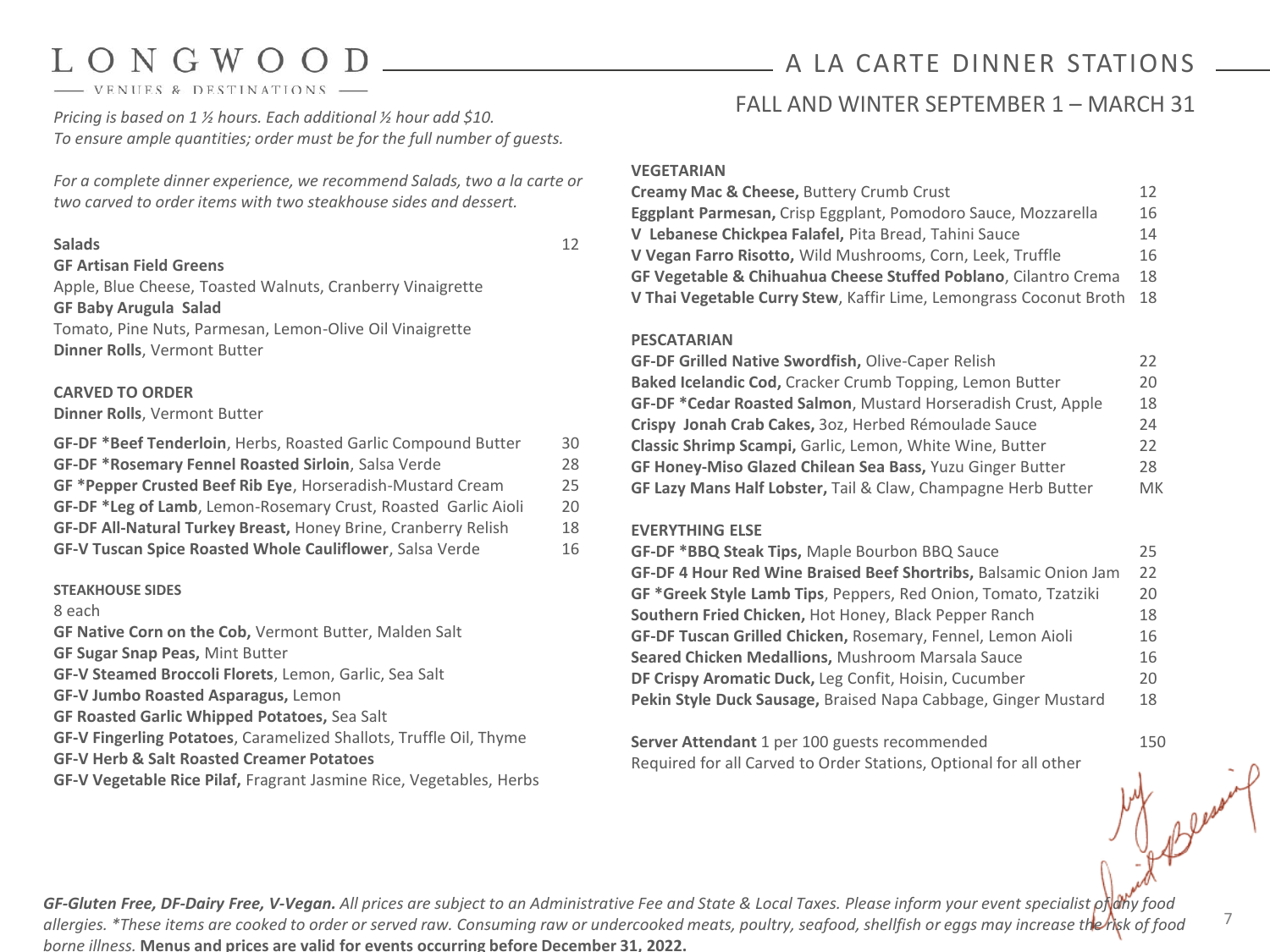# LONGWOOD

VENUES & DESTINATIONS

## A LA CARTE DINNER STATIONS

FALL AND WINTER SEPTEMBER 1 – MARCH 31

*Pricing is based on 1 ½ hours. Each additional ½ hour add $10.*
*To ensure ample quantities; order must be for the full number of guests.*

*For a complete dinner experience, we recommend Salads, two a la carte or two carved to order items with two steakhouse sides and dessert.*

### Salads — 12

**GF Artisan Field Greens**
Apple, Blue Cheese, Toasted Walnuts, Cranberry Vinaigrette

**GF Baby Arugula Salad**
Tomato, Pine Nuts, Parmesan, Lemon-Olive Oil Vinaigrette

**Dinner Rolls**, Vermont Butter

### CARVED TO ORDER

**Dinner Rolls**, Vermont Butter

| Item | Price |
|---|---|
| **GF-DF *Beef Tenderloin**, Herbs, Roasted Garlic Compound Butter | 30 |
| **GF-DF *Rosemary Fennel Roasted Sirloin**, Salsa Verde | 28 |
| **GF *Pepper Crusted Beef Rib Eye**, Horseradish-Mustard Cream | 25 |
| **GF-DF *Leg of Lamb**, Lemon-Rosemary Crust, Roasted Garlic Aioli | 20 |
| **GF-DF All-Natural Turkey Breast,** Honey Brine, Cranberry Relish | 18 |
| **GF-V Tuscan Spice Roasted Whole Cauliflower**, Salsa Verde | 16 |

### STEAKHOUSE SIDES

8 each

- **GF Native Corn on the Cob,** Vermont Butter, Malden Salt
- **GF Sugar Snap Peas,** Mint Butter
- **GF-V Steamed Broccoli Florets**, Lemon, Garlic, Sea Salt
- **GF-V Jumbo Roasted Asparagus,** Lemon
- **GF Roasted Garlic Whipped Potatoes,** Sea Salt
- **GF-V Fingerling Potatoes**, Caramelized Shallots, Truffle Oil, Thyme
- **GF-V Herb & Salt Roasted Creamer Potatoes**
- **GF-V Vegetable Rice Pilaf,** Fragrant Jasmine Rice, Vegetables, Herbs

### VEGETARIAN

| Item | Price |
|---|---|
| **Creamy Mac & Cheese,** Buttery Crumb Crust | 12 |
| **Eggplant Parmesan,** Crisp Eggplant, Pomodoro Sauce, Mozzarella | 16 |
| **V Lebanese Chickpea Falafel,** Pita Bread, Tahini Sauce | 14 |
| **V Vegan Farro Risotto,** Wild Mushrooms, Corn, Leek, Truffle | 16 |
| **GF Vegetable & Chihuahua Cheese Stuffed Poblano**, Cilantro Crema | 18 |
| **V Thai Vegetable Curry Stew**, Kaffir Lime, Lemongrass Coconut Broth | 18 |

### PESCATARIAN

| Item | Price |
|---|---|
| **GF-DF Grilled Native Swordfish,** Olive-Caper Relish | 22 |
| **Baked Icelandic Cod,** Cracker Crumb Topping, Lemon Butter | 20 |
| **GF-DF *Cedar Roasted Salmon**, Mustard Horseradish Crust, Apple | 18 |
| **Crispy Jonah Crab Cakes,** 3oz, Herbed Rémoulade Sauce | 24 |
| **Classic Shrimp Scampi,** Garlic, Lemon, White Wine, Butter | 22 |
| **GF Honey-Miso Glazed Chilean Sea Bass,** Yuzu Ginger Butter | 28 |
| **GF Lazy Mans Half Lobster,** Tail & Claw, Champagne Herb Butter | MK |

### EVERYTHING ELSE

| Item | Price |
|---|---|
| **GF-DF *BBQ Steak Tips,** Maple Bourbon BBQ Sauce | 25 |
| **GF-DF 4 Hour Red Wine Braised Beef Shortribs,** Balsamic Onion Jam | 22 |
| **GF *Greek Style Lamb Tips**, Peppers, Red Onion, Tomato, Tzatziki | 20 |
| **Southern Fried Chicken,** Hot Honey, Black Pepper Ranch | 18 |
| **GF-DF Tuscan Grilled Chicken,** Rosemary, Fennel, Lemon Aioli | 16 |
| **Seared Chicken Medallions,** Mushroom Marsala Sauce | 16 |
| **DF Crispy Aromatic Duck,** Leg Confit, Hoisin, Cucumber | 20 |
| **Pekin Style Duck Sausage,** Braised Napa Cabbage, Ginger Mustard | 18 |

**Server Attendant** 1 per 100 guests recommended — 150
Required for all Carved to Order Stations, Optional for all other

***GF-Gluten Free, DF-Dairy Free, V-Vegan.*** *All prices are subject to an Administrative Fee and State & Local Taxes. Please inform your event specialist of any food allergies. *These items are cooked to order or served raw. Consuming raw or undercooked meats, poultry, seafood, shellfish or eggs may increase the risk of food borne illness.* **Menus and prices are valid for events occurring before December 31, 2022.**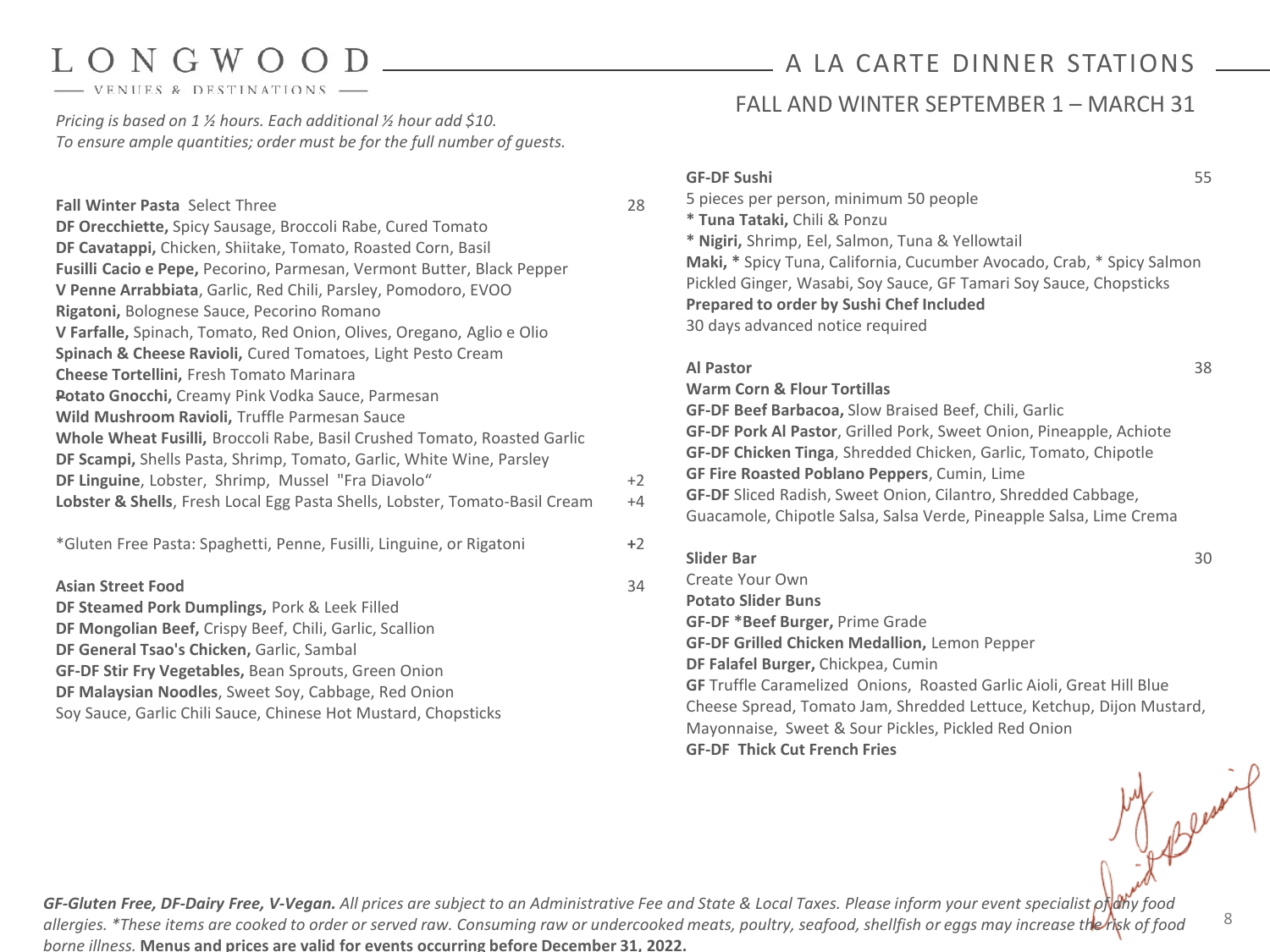# LONGWOOD

VENUES & DESTINATIONS

## A LA CARTE DINNER STATIONS

### FALL AND WINTER SEPTEMBER 1 – MARCH 31

*Pricing is based on 1 ½ hours. Each additional ½ hour add $10.*
*To ensure ample quantities; order must be for the full number of guests.*

**Fall Winter Pasta** Select Three — 28

**DF Orecchiette,** Spicy Sausage, Broccoli Rabe, Cured Tomato
**DF Cavatappi,** Chicken, Shiitake, Tomato, Roasted Corn, Basil
**Fusilli Cacio e Pepe,** Pecorino, Parmesan, Vermont Butter, Black Pepper
**V Penne Arrabbiata**, Garlic, Red Chili, Parsley, Pomodoro, EVOO
**Rigatoni,** Bolognese Sauce, Pecorino Romano
**V Farfalle,** Spinach, Tomato, Red Onion, Olives, Oregano, Aglio e Olio
**Spinach & Cheese Ravioli,** Cured Tomatoes, Light Pesto Cream
**Cheese Tortellini,** Fresh Tomato Marinara
**Potato Gnocchi,** Creamy Pink Vodka Sauce, Parmesan
**Wild Mushroom Ravioli,** Truffle Parmesan Sauce
**Whole Wheat Fusilli,** Broccoli Rabe, Basil Crushed Tomato, Roasted Garlic
**DF Scampi,** Shells Pasta, Shrimp, Tomato, Garlic, White Wine, Parsley
**DF Linguine**, Lobster, Shrimp, Mussel "Fra Diavolo" — +2
**Lobster & Shells**, Fresh Local Egg Pasta Shells, Lobster, Tomato-Basil Cream — +4

*Gluten Free Pasta: Spaghetti, Penne, Fusilli, Linguine, or Rigatoni — +2

**Asian Street Food** — 34

**DF Steamed Pork Dumplings,** Pork & Leek Filled
**DF Mongolian Beef,** Crispy Beef, Chili, Garlic, Scallion
**DF General Tsao's Chicken,** Garlic, Sambal
**GF-DF Stir Fry Vegetables,** Bean Sprouts, Green Onion
**DF Malaysian Noodles**, Sweet Soy, Cabbage, Red Onion
Soy Sauce, Garlic Chili Sauce, Chinese Hot Mustard, Chopsticks

**GF-DF Sushi** — 55

5 pieces per person, minimum 50 people
**\* Tuna Tataki,** Chili & Ponzu
**\* Nigiri,** Shrimp, Eel, Salmon, Tuna & Yellowtail
**Maki, \*** Spicy Tuna, California, Cucumber Avocado, Crab, * Spicy Salmon
Pickled Ginger, Wasabi, Soy Sauce, GF Tamari Soy Sauce, Chopsticks
**Prepared to order by Sushi Chef Included**
30 days advanced notice required

**Al Pastor** — 38

**Warm Corn & Flour Tortillas**
**GF-DF Beef Barbacoa,** Slow Braised Beef, Chili, Garlic
**GF-DF Pork Al Pastor**, Grilled Pork, Sweet Onion, Pineapple, Achiote
**GF-DF Chicken Tinga**, Shredded Chicken, Garlic, Tomato, Chipotle
**GF Fire Roasted Poblano Peppers**, Cumin, Lime
**GF-DF** Sliced Radish, Sweet Onion, Cilantro, Shredded Cabbage, Guacamole, Chipotle Salsa, Salsa Verde, Pineapple Salsa, Lime Crema

**Slider Bar** — 30

Create Your Own
**Potato Slider Buns**
**GF-DF *Beef Burger,** Prime Grade
**GF-DF Grilled Chicken Medallion,** Lemon Pepper
**DF Falafel Burger,** Chickpea, Cumin
**GF** Truffle Caramelized Onions, Roasted Garlic Aioli, Great Hill Blue Cheese Spread, Tomato Jam, Shredded Lettuce, Ketchup, Dijon Mustard, Mayonnaise, Sweet & Sour Pickles, Pickled Red Onion
**GF-DF Thick Cut French Fries**

***GF-Gluten Free, DF-Dairy Free, V-Vegan.*** *All prices are subject to an Administrative Fee and State & Local Taxes. Please inform your event specialist of any food allergies. *These items are cooked to order or served raw. Consuming raw or undercooked meats, poultry, seafood, shellfish or eggs may increase the risk of food borne illness.* **Menus and prices are valid for events occurring before December 31, 2022.**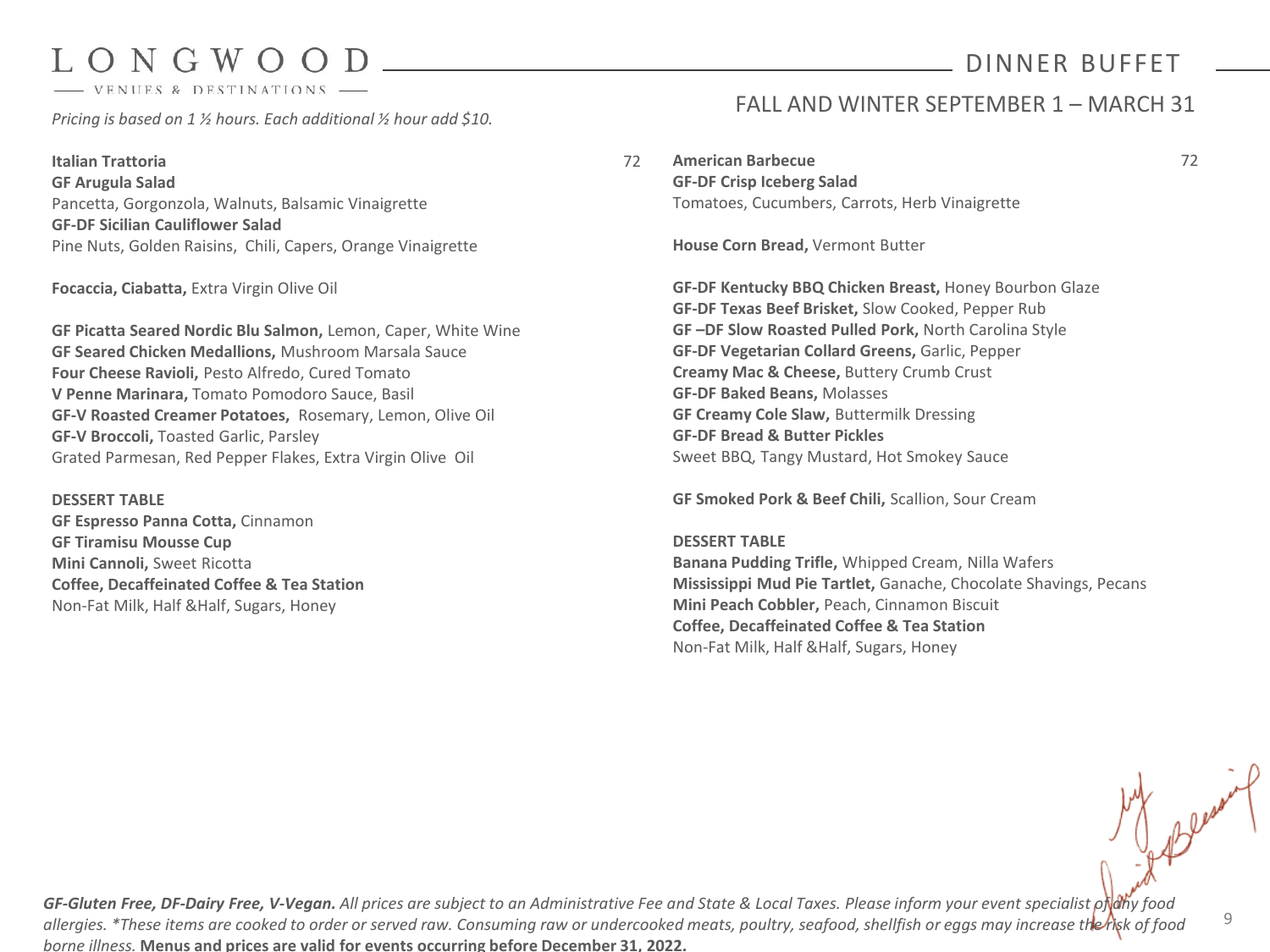# LONGWOOD

VENUES & DESTINATIONS

## DINNER BUFFET

### FALL AND WINTER SEPTEMBER 1 – MARCH 31

*Pricing is based on 1 ½ hours. Each additional ½ hour add $10.*

**Italian Trattoria** 72

**GF Arugula Salad**
Pancetta, Gorgonzola, Walnuts, Balsamic Vinaigrette
**GF-DF Sicilian Cauliflower Salad**
Pine Nuts, Golden Raisins, Chili, Capers, Orange Vinaigrette

**Focaccia, Ciabatta,** Extra Virgin Olive Oil

**GF Picatta Seared Nordic Blu Salmon,** Lemon, Caper, White Wine
**GF Seared Chicken Medallions,** Mushroom Marsala Sauce
**Four Cheese Ravioli,** Pesto Alfredo, Cured Tomato
**V Penne Marinara,** Tomato Pomodoro Sauce, Basil
**GF-V Roasted Creamer Potatoes,** Rosemary, Lemon, Olive Oil
**GF-V Broccoli,** Toasted Garlic, Parsley
Grated Parmesan, Red Pepper Flakes, Extra Virgin Olive Oil

**DESSERT TABLE**
**GF Espresso Panna Cotta,** Cinnamon
**GF Tiramisu Mousse Cup**
**Mini Cannoli,** Sweet Ricotta
**Coffee, Decaffeinated Coffee & Tea Station**
Non-Fat Milk, Half &Half, Sugars, Honey

**American Barbecue** 72

**GF-DF Crisp Iceberg Salad**
Tomatoes, Cucumbers, Carrots, Herb Vinaigrette

**House Corn Bread,** Vermont Butter

**GF-DF Kentucky BBQ Chicken Breast,** Honey Bourbon Glaze
**GF-DF Texas Beef Brisket,** Slow Cooked, Pepper Rub
**GF –DF Slow Roasted Pulled Pork,** North Carolina Style
**GF-DF Vegetarian Collard Greens,** Garlic, Pepper
**Creamy Mac & Cheese,** Buttery Crumb Crust
**GF-DF Baked Beans,** Molasses
**GF Creamy Cole Slaw,** Buttermilk Dressing
**GF-DF Bread & Butter Pickles**
Sweet BBQ, Tangy Mustard, Hot Smokey Sauce

**GF Smoked Pork & Beef Chili,** Scallion, Sour Cream

**DESSERT TABLE**
**Banana Pudding Trifle,** Whipped Cream, Nilla Wafers
**Mississippi Mud Pie Tartlet,** Ganache, Chocolate Shavings, Pecans
**Mini Peach Cobbler,** Peach, Cinnamon Biscuit
**Coffee, Decaffeinated Coffee & Tea Station**
Non-Fat Milk, Half &Half, Sugars, Honey

***GF-Gluten Free, DF-Dairy Free, V-Vegan.*** *All prices are subject to an Administrative Fee and State & Local Taxes. Please inform your event specialist of any food allergies. *These items are cooked to order or served raw. Consuming raw or undercooked meats, poultry, seafood, shellfish or eggs may increase the risk of food borne illness.* **Menus and prices are valid for events occurring before December 31, 2022.**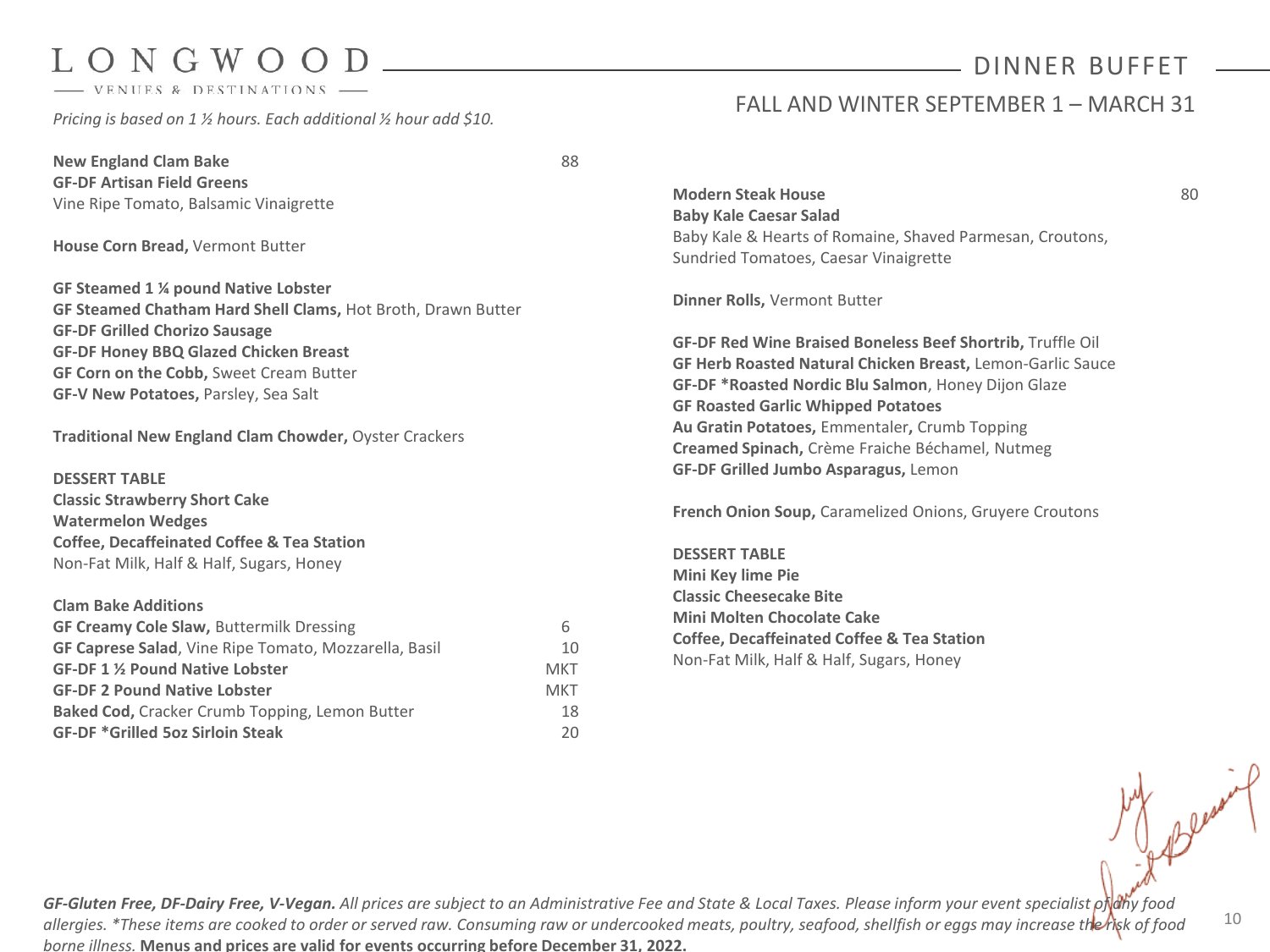# LONGWOOD

VENUES & DESTINATIONS

## DINNER BUFFET

### FALL AND WINTER SEPTEMBER 1 – MARCH 31

*Pricing is based on 1 ½ hours. Each additional ½ hour add $10.*

**New England Clam Bake** 88

**GF-DF Artisan Field Greens**
Vine Ripe Tomato, Balsamic Vinaigrette

**House Corn Bread,** Vermont Butter

**GF Steamed 1 ¼ pound Native Lobster**
**GF Steamed Chatham Hard Shell Clams,** Hot Broth, Drawn Butter
**GF-DF Grilled Chorizo Sausage**
**GF-DF Honey BBQ Glazed Chicken Breast**
**GF Corn on the Cobb,** Sweet Cream Butter
**GF-V New Potatoes,** Parsley, Sea Salt

**Traditional New England Clam Chowder,** Oyster Crackers

**DESSERT TABLE**
**Classic Strawberry Short Cake**
**Watermelon Wedges**
**Coffee, Decaffeinated Coffee & Tea Station**
Non-Fat Milk, Half & Half, Sugars, Honey

**Clam Bake Additions**

| Item | Price |
|---|---|
| **GF Creamy Cole Slaw,** Buttermilk Dressing | 6 |
| **GF Caprese Salad**, Vine Ripe Tomato, Mozzarella, Basil | 10 |
| **GF-DF 1 ½ Pound Native Lobster** | MKT |
| **GF-DF 2 Pound Native Lobster** | MKT |
| **Baked Cod,** Cracker Crumb Topping, Lemon Butter | 18 |
| **GF-DF *Grilled 5oz Sirloin Steak** | 20 |

**Modern Steak House** 80

**Baby Kale Caesar Salad**
Baby Kale & Hearts of Romaine, Shaved Parmesan, Croutons, Sundried Tomatoes, Caesar Vinaigrette

**Dinner Rolls,** Vermont Butter

**GF-DF Red Wine Braised Boneless Beef Shortrib,** Truffle Oil
**GF Herb Roasted Natural Chicken Breast,** Lemon-Garlic Sauce
**GF-DF *Roasted Nordic Blu Salmon**, Honey Dijon Glaze
**GF Roasted Garlic Whipped Potatoes**
**Au Gratin Potatoes,** Emmentaler**,** Crumb Topping
**Creamed Spinach,** Crème Fraiche Béchamel, Nutmeg
**GF-DF Grilled Jumbo Asparagus,** Lemon

**French Onion Soup,** Caramelized Onions, Gruyere Croutons

**DESSERT TABLE**
**Mini Key lime Pie**
**Classic Cheesecake Bite**
**Mini Molten Chocolate Cake**
**Coffee, Decaffeinated Coffee & Tea Station**
Non-Fat Milk, Half & Half, Sugars, Honey

***GF-Gluten Free, DF-Dairy Free, V-Vegan.*** *All prices are subject to an Administrative Fee and State & Local Taxes. Please inform your event specialist of any food allergies. *These items are cooked to order or served raw. Consuming raw or undercooked meats, poultry, seafood, shellfish or eggs may increase the risk of food borne illness.* **Menus and prices are valid for events occurring before December 31, 2022.**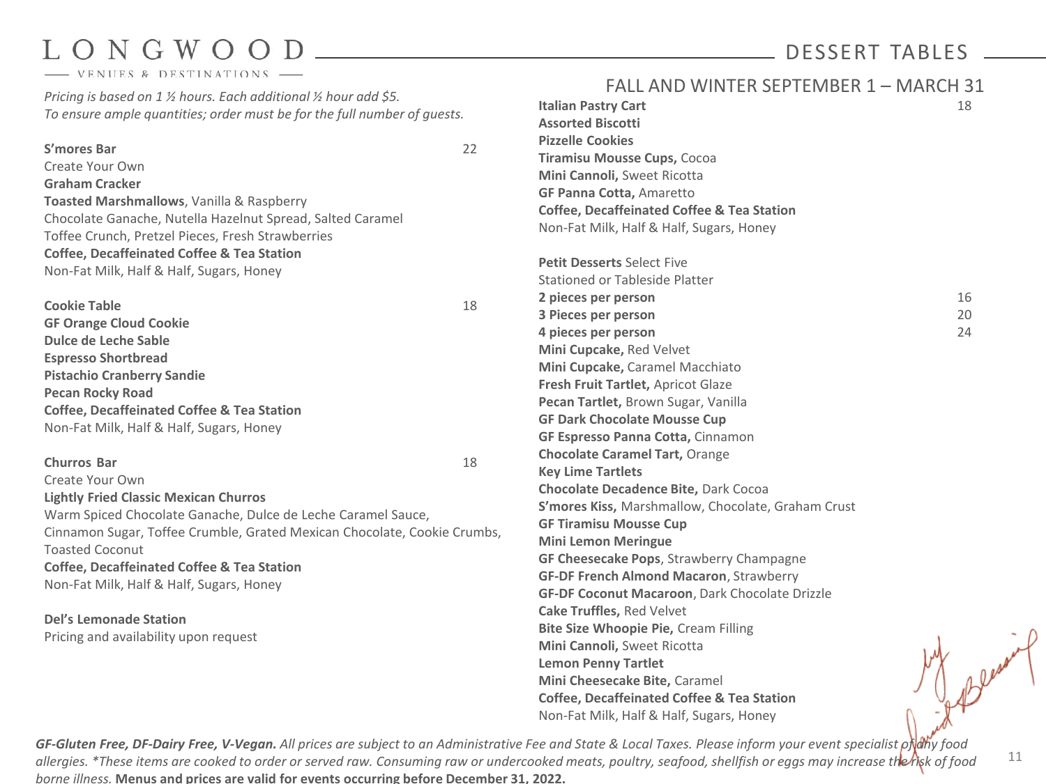# LONGWOOD

VENUES & DESTINATIONS

## DESSERT TABLES

*Pricing is based on 1 ½ hours. Each additional ½ hour add $5.*
*To ensure ample quantities; order must be for the full number of guests.*

**S'mores Bar** 22
Create Your Own
**Graham Cracker**
**Toasted Marshmallows**, Vanilla & Raspberry
Chocolate Ganache, Nutella Hazelnut Spread, Salted Caramel
Toffee Crunch, Pretzel Pieces, Fresh Strawberries
**Coffee, Decaffeinated Coffee & Tea Station**
Non-Fat Milk, Half & Half, Sugars, Honey

**Cookie Table** 18
**GF Orange Cloud Cookie**
**Dulce de Leche Sable**
**Espresso Shortbread**
**Pistachio Cranberry Sandie**
**Pecan Rocky Road**
**Coffee, Decaffeinated Coffee & Tea Station**
Non-Fat Milk, Half & Half, Sugars, Honey

**Churros Bar** 18
Create Your Own
**Lightly Fried Classic Mexican Churros**
Warm Spiced Chocolate Ganache, Dulce de Leche Caramel Sauce,
Cinnamon Sugar, Toffee Crumble, Grated Mexican Chocolate, Cookie Crumbs,
Toasted Coconut
**Coffee, Decaffeinated Coffee & Tea Station**
Non-Fat Milk, Half & Half, Sugars, Honey

**Del's Lemonade Station**
Pricing and availability upon request

### FALL AND WINTER SEPTEMBER 1 – MARCH 31

**Italian Pastry Cart** 18
**Assorted Biscotti**
**Pizzelle Cookies**
**Tiramisu Mousse Cups,** Cocoa
**Mini Cannoli,** Sweet Ricotta
**GF Panna Cotta,** Amaretto
**Coffee, Decaffeinated Coffee & Tea Station**
Non-Fat Milk, Half & Half, Sugars, Honey

**Petit Desserts** Select Five
Stationed or Tableside Platter
**2 pieces per person** 16
**3 Pieces per person** 20
**4 pieces per person** 24
**Mini Cupcake,** Red Velvet
**Mini Cupcake,** Caramel Macchiato
**Fresh Fruit Tartlet,** Apricot Glaze
**Pecan Tartlet,** Brown Sugar, Vanilla
**GF Dark Chocolate Mousse Cup**
**GF Espresso Panna Cotta,** Cinnamon
**Chocolate Caramel Tart,** Orange
**Key Lime Tartlets**
**Chocolate Decadence Bite,** Dark Cocoa
**S'mores Kiss,** Marshmallow, Chocolate, Graham Crust
**GF Tiramisu Mousse Cup**
**Mini Lemon Meringue**
**GF Cheesecake Pops**, Strawberry Champagne
**GF-DF French Almond Macaron**, Strawberry
**GF-DF Coconut Macaroon**, Dark Chocolate Drizzle
**Cake Truffles,** Red Velvet
**Bite Size Whoopie Pie,** Cream Filling
**Mini Cannoli,** Sweet Ricotta
**Lemon Penny Tartlet**
**Mini Cheesecake Bite,** Caramel
**Coffee, Decaffeinated Coffee & Tea Station**
Non-Fat Milk, Half & Half, Sugars, Honey

***GF-Gluten Free, DF-Dairy Free, V-Vegan.*** *All prices are subject to an Administrative Fee and State & Local Taxes. Please inform your event specialist of any food allergies. *These items are cooked to order or served raw. Consuming raw or undercooked meats, poultry, seafood, shellfish or eggs may increase the risk of food borne illness.* **Menus and prices are valid for events occurring before December 31, 2022.**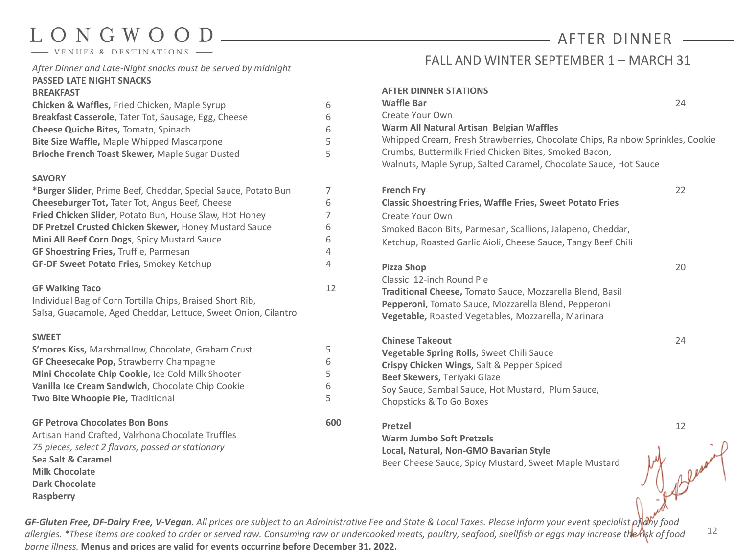# LONGWOOD

VENUES & DESTINATIONS

## AFTER DINNER

### FALL AND WINTER SEPTEMBER 1 – MARCH 31

*After Dinner and Late-Night snacks must be served by midnight*

**PASSED LATE NIGHT SNACKS**

**BREAKFAST**

| Item | Price |
|---|---|
| **Chicken & Waffles,** Fried Chicken, Maple Syrup | 6 |
| **Breakfast Casserole**, Tater Tot, Sausage, Egg, Cheese | 6 |
| **Cheese Quiche Bites,** Tomato, Spinach | 6 |
| **Bite Size Waffle,** Maple Whipped Mascarpone | 5 |
| **Brioche French Toast Skewer,** Maple Sugar Dusted | 5 |

**SAVORY**

| Item | Price |
|---|---|
| ***Burger Slider**, Prime Beef, Cheddar, Special Sauce, Potato Bun | 7 |
| **Cheeseburger Tot,** Tater Tot, Angus Beef, Cheese | 6 |
| **Fried Chicken Slider**, Potato Bun, House Slaw, Hot Honey | 7 |
| **DF Pretzel Crusted Chicken Skewer,** Honey Mustard Sauce | 6 |
| **Mini All Beef Corn Dogs**, Spicy Mustard Sauce | 6 |
| **GF Shoestring Fries,** Truffle, Parmesan | 4 |
| **GF-DF Sweet Potato Fries,** Smokey Ketchup | 4 |

**GF Walking Taco** — 12
Individual Bag of Corn Tortilla Chips, Braised Short Rib, Salsa, Guacamole, Aged Cheddar, Lettuce, Sweet Onion, Cilantro

**SWEET**

| Item | Price |
|---|---|
| **S'mores Kiss,** Marshmallow, Chocolate, Graham Crust | 5 |
| **GF Cheesecake Pop,** Strawberry Champagne | 6 |
| **Mini Chocolate Chip Cookie,** Ice Cold Milk Shooter | 5 |
| **Vanilla Ice Cream Sandwich**, Chocolate Chip Cookie | 6 |
| **Two Bite Whoopie Pie,** Traditional | 5 |

**GF Petrova Chocolates Bon Bons** — **600**
Artisan Hand Crafted, Valrhona Chocolate Truffles
*75 pieces, select 2 flavors, passed or stationary*
**Sea Salt & Caramel**
**Milk Chocolate**
**Dark Chocolate**
**Raspberry**

**AFTER DINNER STATIONS**

**Waffle Bar** — 24
Create Your Own
**Warm All Natural Artisan Belgian Waffles**
Whipped Cream, Fresh Strawberries, Chocolate Chips, Rainbow Sprinkles, Cookie Crumbs, Buttermilk Fried Chicken Bites, Smoked Bacon, Walnuts, Maple Syrup, Salted Caramel, Chocolate Sauce, Hot Sauce

**French Fry** — 22
**Classic Shoestring Fries, Waffle Fries, Sweet Potato Fries**
Create Your Own
Smoked Bacon Bits, Parmesan, Scallions, Jalapeno, Cheddar, Ketchup, Roasted Garlic Aioli, Cheese Sauce, Tangy Beef Chili

**Pizza Shop** — 20
Classic 12-inch Round Pie
**Traditional Cheese,** Tomato Sauce, Mozzarella Blend, Basil
**Pepperoni,** Tomato Sauce, Mozzarella Blend, Pepperoni
**Vegetable,** Roasted Vegetables, Mozzarella, Marinara

**Chinese Takeout** — 24
**Vegetable Spring Rolls,** Sweet Chili Sauce
**Crispy Chicken Wings,** Salt & Pepper Spiced
**Beef Skewers,** Teriyaki Glaze
Soy Sauce, Sambal Sauce, Hot Mustard, Plum Sauce, Chopsticks & To Go Boxes

**Pretzel** — 12
**Warm Jumbo Soft Pretzels**
**Local, Natural, Non-GMO Bavarian Style**
Beer Cheese Sauce, Spicy Mustard, Sweet Maple Mustard

***GF-Gluten Free, DF-Dairy Free, V-Vegan.*** *All prices are subject to an Administrative Fee and State & Local Taxes. Please inform your event specialist of any food allergies. *These items are cooked to order or served raw. Consuming raw or undercooked meats, poultry, seafood, shellfish or eggs may increase the risk of food borne illness.* **Menus and prices are valid for events occurring before December 31, 2022.**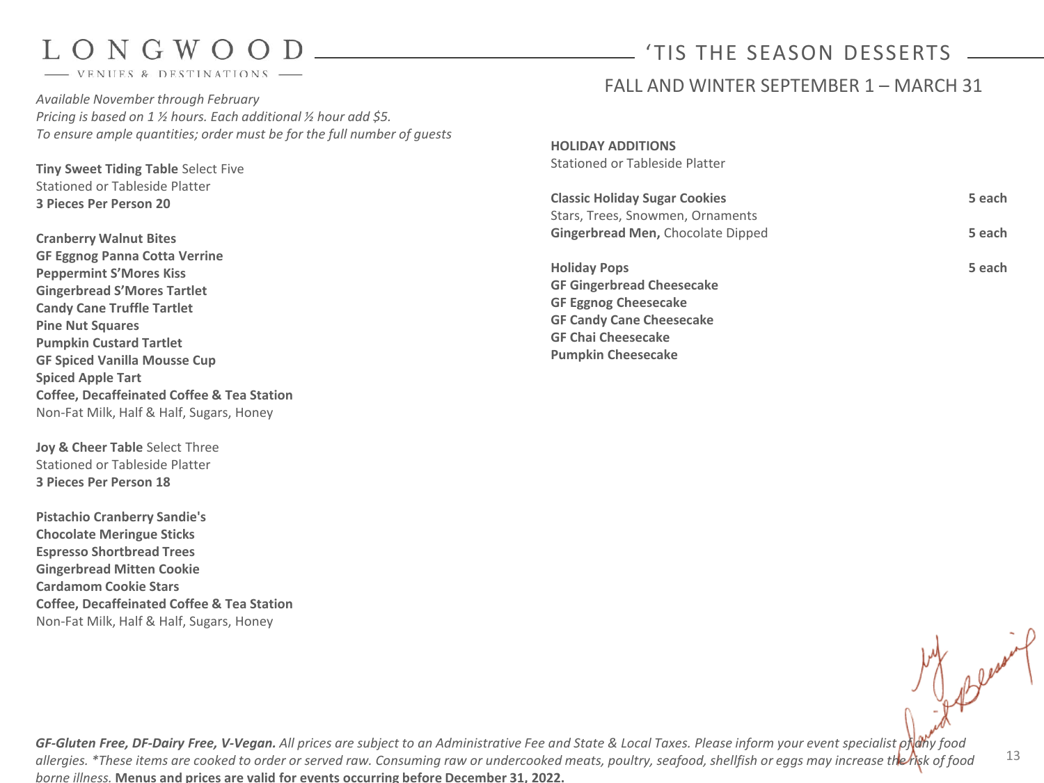# LONGWOOD

VENUES & DESTINATIONS

## 'TIS THE SEASON DESSERTS

FALL AND WINTER SEPTEMBER 1 – MARCH 31

*Available November through February*
*Pricing is based on 1 ½ hours. Each additional ½ hour add $5.*
*To ensure ample quantities; order must be for the full number of guests*

**Tiny Sweet Tiding Table** Select Five
Stationed or Tableside Platter
**3 Pieces Per Person 20**

**Cranberry Walnut Bites**
**GF Eggnog Panna Cotta Verrine**
**Peppermint S'Mores Kiss**
**Gingerbread S'Mores Tartlet**
**Candy Cane Truffle Tartlet**
**Pine Nut Squares**
**Pumpkin Custard Tartlet**
**GF Spiced Vanilla Mousse Cup**
**Spiced Apple Tart**
**Coffee, Decaffeinated Coffee & Tea Station**
Non-Fat Milk, Half & Half, Sugars, Honey

**Joy & Cheer Table** Select Three
Stationed or Tableside Platter
**3 Pieces Per Person 18**

**Pistachio Cranberry Sandie's**
**Chocolate Meringue Sticks**
**Espresso Shortbread Trees**
**Gingerbread Mitten Cookie**
**Cardamom Cookie Stars**
**Coffee, Decaffeinated Coffee & Tea Station**
Non-Fat Milk, Half & Half, Sugars, Honey

**HOLIDAY ADDITIONS**
Stationed or Tableside Platter

**Classic Holiday Sugar Cookies** — **5 each**
Stars, Trees, Snowmen, Ornaments
**Gingerbread Men,** Chocolate Dipped — **5 each**

**Holiday Pops** — **5 each**
**GF Gingerbread Cheesecake**
**GF Eggnog Cheesecake**
**GF Candy Cane Cheesecake**
**GF Chai Cheesecake**
**Pumpkin Cheesecake**

***GF-Gluten Free, DF-Dairy Free, V-Vegan.*** *All prices are subject to an Administrative Fee and State & Local Taxes. Please inform your event specialist of any food allergies. \*These items are cooked to order or served raw. Consuming raw or undercooked meats, poultry, seafood, shellfish or eggs may increase the risk of food borne illness.* **Menus and prices are valid for events occurring before December 31, 2022.**